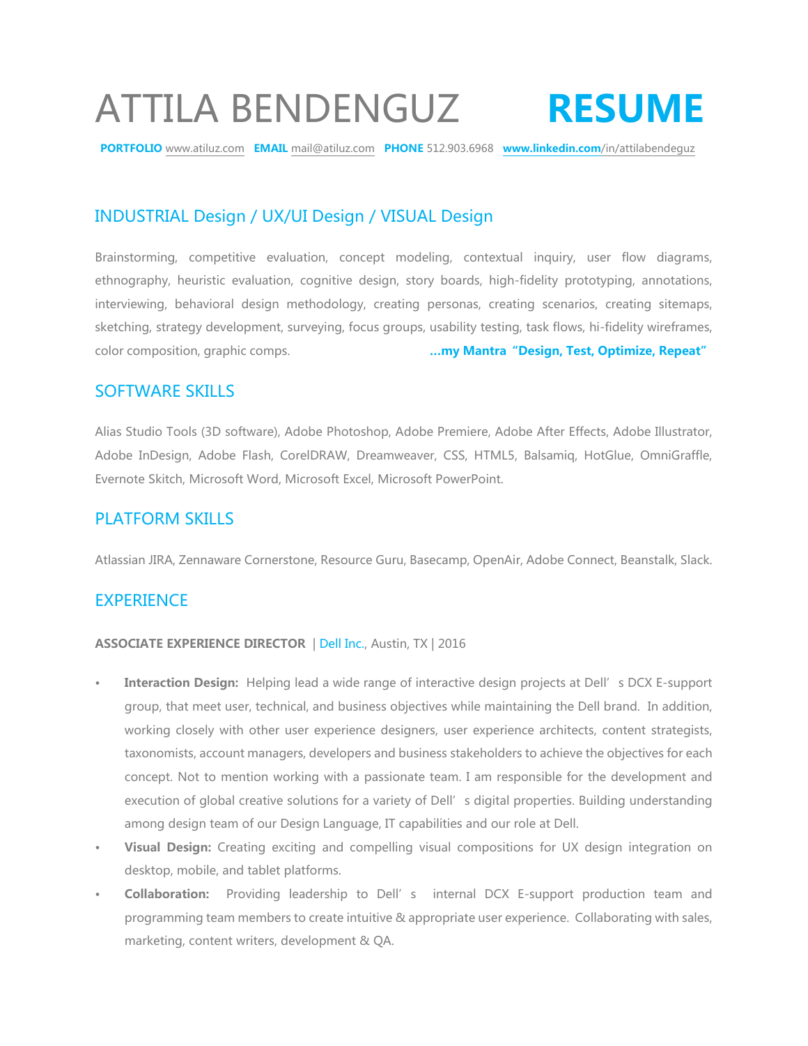# ATTILA BENDENGUZ **RESUME**

**PORTFOLIO** www.atiluz.com **EMAIL** mail@atiluz.com **PHONE** 512.903.6968 **www.linkedin.com**/in/attilabendeguz

## INDUSTRIAL Design / UX/UI Design / VISUAL Design

Brainstorming, competitive evaluation, concept modeling, contextual inquiry, user flow diagrams, ethnography, heuristic evaluation, cognitive design, story boards, high-fidelity prototyping, annotations, interviewing, behavioral design methodology, creating personas, creating scenarios, creating sitemaps, sketching, strategy development, surveying, focus groups, usability testing, task flows, hi-fidelity wireframes, color composition, graphic comps.

**...my Mantra "Design, Test, Optimize, Repeat"**

## SOFTWARE SKILLS

Alias Studio Tools (3D software), Adobe Photoshop, Adobe Premiere, Adobe After Effects, Adobe Illustrator, Adobe InDesign, Adobe Flash, CorelDRAW, Dreamweaver, CSS, HTML5, Balsamiq, HotGlue, OmniGraffle, Evernote Skitch, Microsoft Word, Microsoft Excel, Microsoft PowerPoint.

## PLATFORM SKILLS

Atlassian JIRA, Zennaware Cornerstone, Resource Guru, Basecamp, OpenAir, Adobe Connect, Beanstalk, Slack.

## EXPERIENCE

**ASSOCIATE EXPERIENCE DIRECTOR** | Dell Inc., Austin, TX | 2016

- **Interaction Design:** Helping lead a wide range of interactive design projects at Dell's DCX E-support group, that meet user, technical, and business objectives while maintaining the Dell brand. In addition, working closely with other user experience designers, user experience architects, content strategists, taxonomists, account managers, developers and business stakeholders to achieve the objectives for each concept. Not to mention working with a passionate team. I am responsible for the development and execution of global creative solutions for a variety of Dell's digital properties. Building understanding among design team of our Design Language, IT capabilities and our role at Dell.
- **Visual Design:** Creating exciting and compelling visual compositions for UX design integration on desktop, mobile, and tablet platforms.
- **Collaboration:** Providing leadership to Dell's internal DCX E-support production team and programming team members to create intuitive & appropriate user experience. Collaborating with sales, marketing, content writers, development & QA.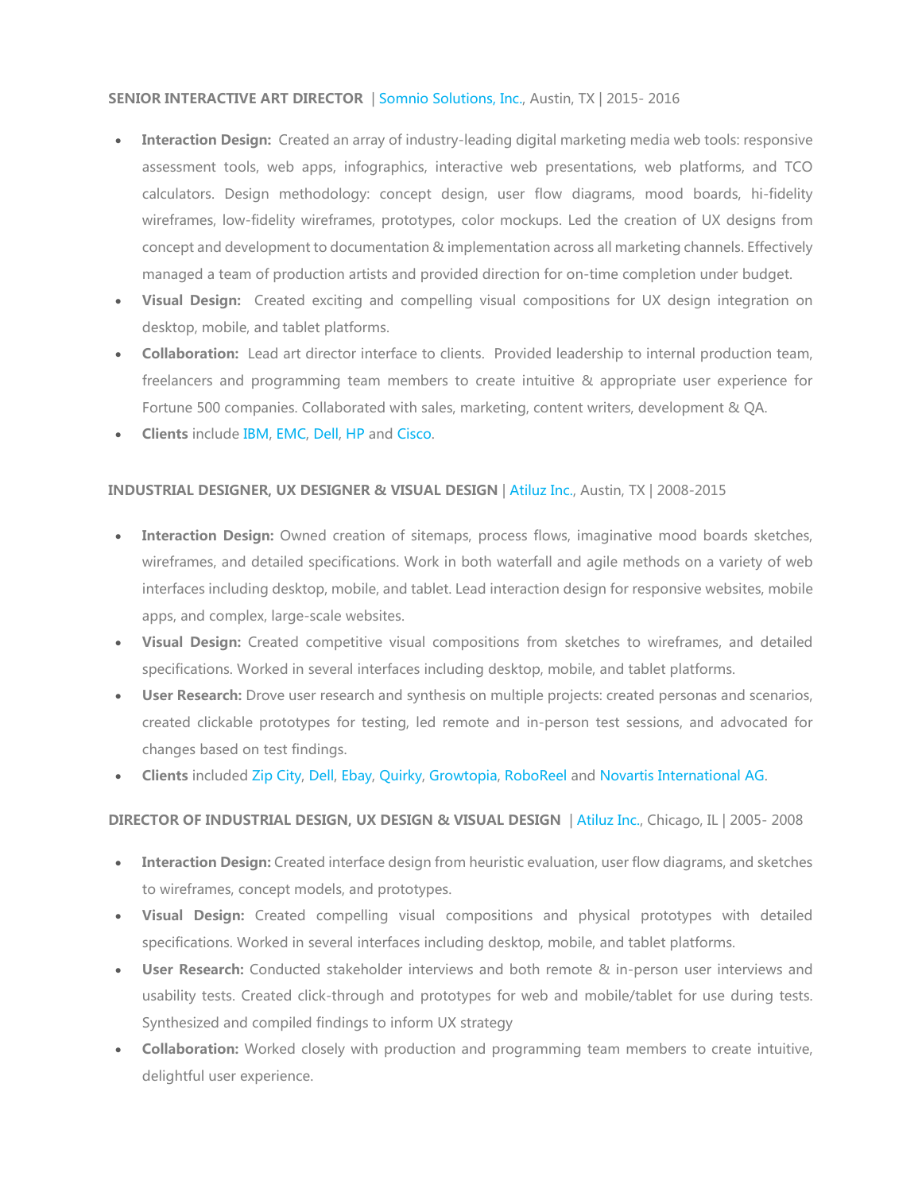**SENIOR INTERACTIVE ART DIRECTOR** | Somnio Solutions, Inc., Austin, TX | 2015- 2016

- **Interaction Design:** Created an array of industry-leading digital marketing media web tools: responsive assessment tools, web apps, infographics, interactive web presentations, web platforms, and TCO calculators. Design methodology: concept design, user flow diagrams, mood boards, hi-fidelity wireframes, low-fidelity wireframes, prototypes, color mockups. Led the creation of UX designs from concept and development to documentation & implementation across all marketing channels. Effectively managed a team of production artists and provided direction for on-time completion under budget.
- **Visual Design:** Created exciting and compelling visual compositions for UX design integration on desktop, mobile, and tablet platforms.
- **Collaboration:** Lead art director interface to clients. Provided leadership to internal production team, freelancers and programming team members to create intuitive & appropriate user experience for Fortune 500 companies. Collaborated with sales, marketing, content writers, development & QA.
- **Clients** include IBM, EMC, Dell, HP and Cisco.

**INDUSTRIAL DESIGNER, UX DESIGNER & VISUAL DESIGN** | Atiluz Inc., Austin, TX | 2008-2015

- **Interaction Design:** Owned creation of sitemaps, process flows, imaginative mood boards sketches, wireframes, and detailed specifications. Work in both waterfall and agile methods on a variety of web interfaces including desktop, mobile, and tablet. Lead interaction design for responsive websites, mobile apps, and complex, large-scale websites.
- **Visual Design:** Created competitive visual compositions from sketches to wireframes, and detailed specifications. Worked in several interfaces including desktop, mobile, and tablet platforms.
- **User Research:** Drove user research and synthesis on multiple projects: created personas and scenarios, created clickable prototypes for testing, led remote and in-person test sessions, and advocated for changes based on test findings.
- **Clients** included Zip City, Dell, Ebay, Quirky, Growtopia, RoboReel and Novartis International AG.

**DIRECTOR OF INDUSTRIAL DESIGN, UX DESIGN & VISUAL DESIGN** | Atiluz Inc., Chicago, IL | 2005- 2008

- **Interaction Design:** Created interface design from heuristic evaluation, user flow diagrams, and sketches to wireframes, concept models, and prototypes.
- **Visual Design:** Created compelling visual compositions and physical prototypes with detailed specifications. Worked in several interfaces including desktop, mobile, and tablet platforms.
- **User Research:** Conducted stakeholder interviews and both remote & in-person user interviews and usability tests. Created click-through and prototypes for web and mobile/tablet for use during tests. Synthesized and compiled findings to inform UX strategy
- **Collaboration:** Worked closely with production and programming team members to create intuitive, delightful user experience.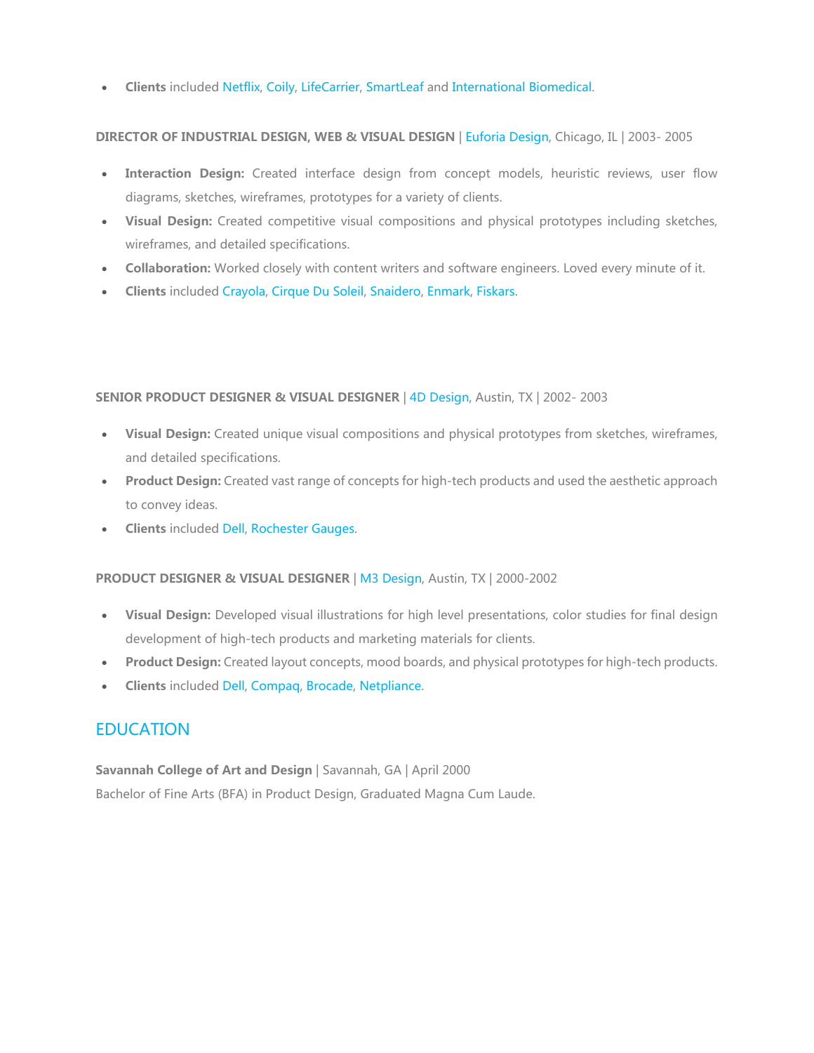- **Clients** included Netflix, Coily, LifeCarrier, SmartLeaf and International Biomedical.

**DIRECTOR OF INDUSTRIAL DESIGN, WEB & VISUAL DESIGN** | Euforia Design, Chicago, IL | 2003- 2005

- **Interaction Design:** Created interface design from concept models, heuristic reviews, user flow diagrams, sketches, wireframes, prototypes for a variety of clients.
- **Visual Design:** Created competitive visual compositions and physical prototypes including sketches, wireframes, and detailed specifications.
- **Collaboration:** Worked closely with content writers and software engineers. Loved every minute of it.
- **Clients** included Crayola, Cirque Du Soleil, Snaidero, Enmark, Fiskars.

**SENIOR PRODUCT DESIGNER & VISUAL DESIGNER** | 4D Design, Austin, TX | 2002- 2003

- **Visual Design:** Created unique visual compositions and physical prototypes from sketches, wireframes, and detailed specifications.
- **Product Design:** Created vast range of concepts for high-tech products and used the aesthetic approach to convey ideas.
- **Clients** included Dell, Rochester Gauges.

**PRODUCT DESIGNER & VISUAL DESIGNER** | M3 Design, Austin, TX | 2000-2002

- **Visual Design:** Developed visual illustrations for high level presentations, color studies for final design development of high-tech products and marketing materials for clients.
- **Product Design:** Created layout concepts, mood boards, and physical prototypes for high-tech products.
- **Clients** included Dell, Compaq, Brocade, Netpliance.

## EDUCATION

**Savannah College of Art and Design** | Savannah, GA | April 2000

Bachelor of Fine Arts (BFA) in Product Design, Graduated Magna Cum Laude.